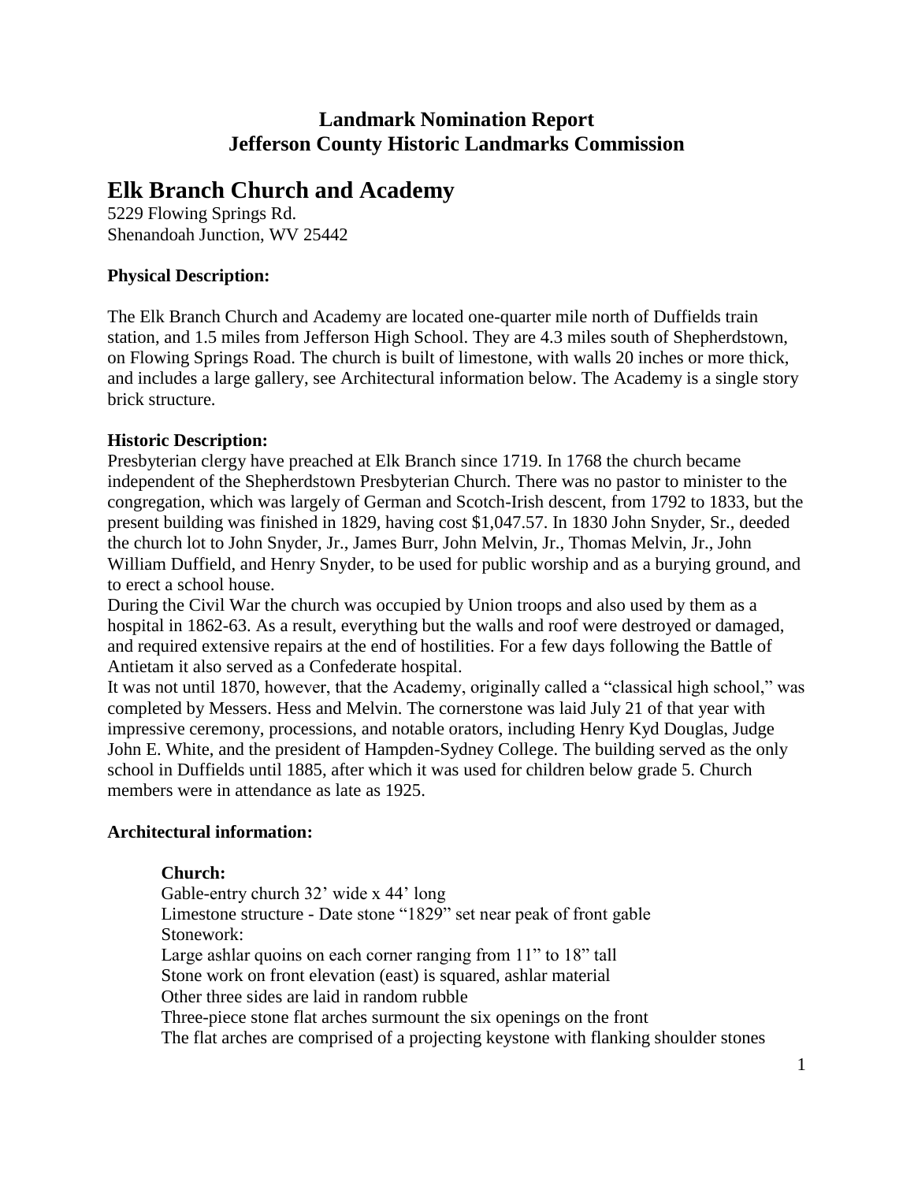**Landmark Nomination Report**
**Jefferson County Historic Landmarks Commission**

# Elk Branch Church and Academy

5229 Flowing Springs Rd.
Shenandoah Junction, WV 25442

**Physical Description:**

The Elk Branch Church and Academy are located one-quarter mile north of Duffields train station, and 1.5 miles from Jefferson High School. They are 4.3 miles south of Shepherdstown, on Flowing Springs Road. The church is built of limestone, with walls 20 inches or more thick, and includes a large gallery, see Architectural information below. The Academy is a single story brick structure.

**Historic Description:**

Presbyterian clergy have preached at Elk Branch since 1719. In 1768 the church became independent of the Shepherdstown Presbyterian Church. There was no pastor to minister to the congregation, which was largely of German and Scotch-Irish descent, from 1792 to 1833, but the present building was finished in 1829, having cost $1,047.57. In 1830 John Snyder, Sr., deeded the church lot to John Snyder, Jr., James Burr, John Melvin, Jr., Thomas Melvin, Jr., John William Duffield, and Henry Snyder, to be used for public worship and as a burying ground, and to erect a school house.

During the Civil War the church was occupied by Union troops and also used by them as a hospital in 1862-63. As a result, everything but the walls and roof were destroyed or damaged, and required extensive repairs at the end of hostilities. For a few days following the Battle of Antietam it also served as a Confederate hospital.

It was not until 1870, however, that the Academy, originally called a "classical high school," was completed by Messers. Hess and Melvin. The cornerstone was laid July 21 of that year with impressive ceremony, processions, and notable orators, including Henry Kyd Douglas, Judge John E. White, and the president of Hampden-Sydney College. The building served as the only school in Duffields until 1885, after which it was used for children below grade 5. Church members were in attendance as late as 1925.

**Architectural information:**

**Church:**

Gable-entry church 32' wide x 44' long
Limestone structure - Date stone "1829" set near peak of front gable
Stonework:
Large ashlar quoins on each corner ranging from 11" to 18" tall
Stone work on front elevation (east) is squared, ashlar material
Other three sides are laid in random rubble
Three-piece stone flat arches surmount the six openings on the front
The flat arches are comprised of a projecting keystone with flanking shoulder stones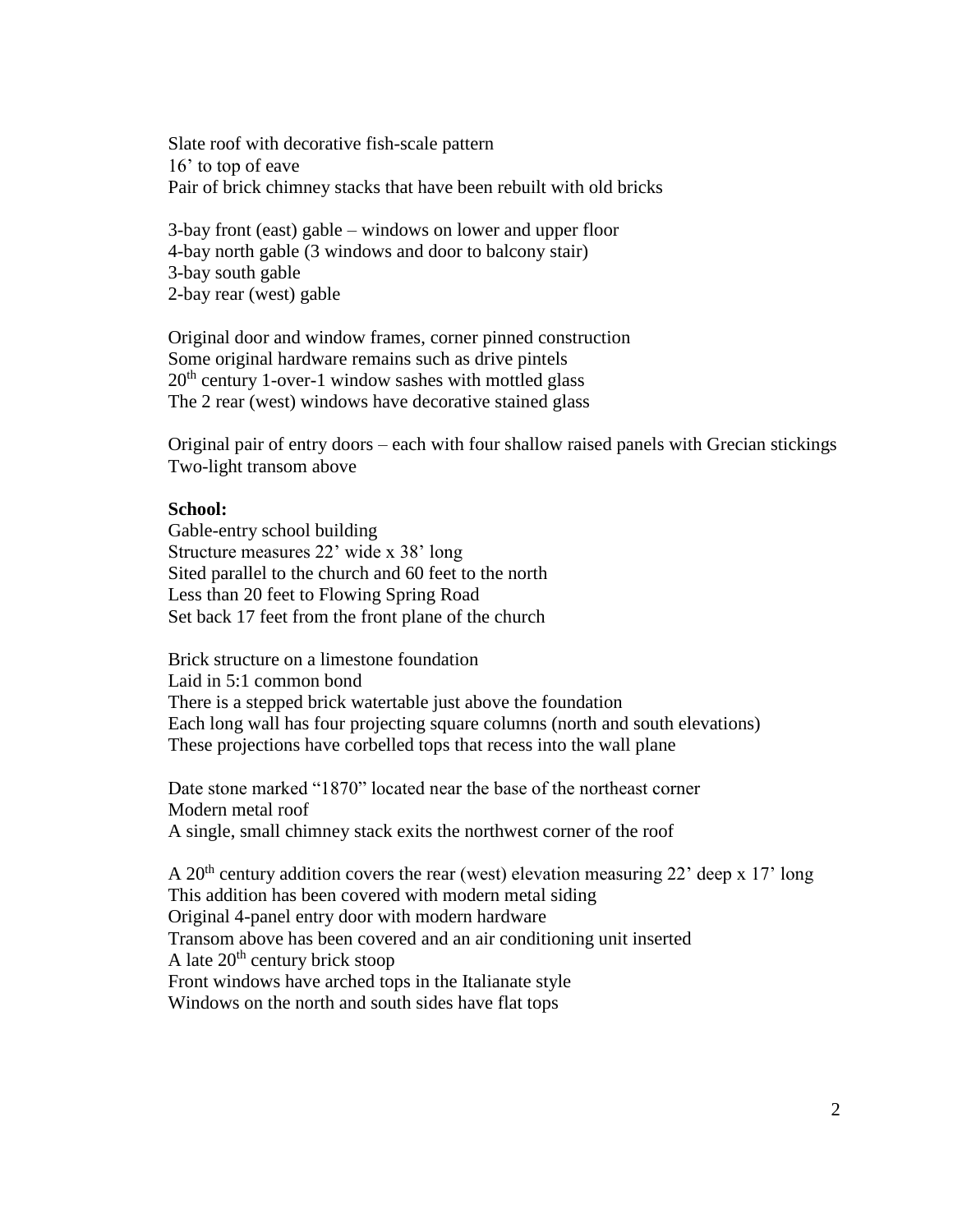Slate roof with decorative fish-scale pattern
16’ to top of eave
Pair of brick chimney stacks that have been rebuilt with old bricks

3-bay front (east) gable – windows on lower and upper floor
4-bay north gable (3 windows and door to balcony stair)
3-bay south gable
2-bay rear (west) gable

Original door and window frames, corner pinned construction
Some original hardware remains such as drive pintels
20th century 1-over-1 window sashes with mottled glass
The 2 rear (west) windows have decorative stained glass

Original pair of entry doors – each with four shallow raised panels with Grecian stickings
Two-light transom above

**School:**
Gable-entry school building
Structure measures 22’ wide x 38’ long
Sited parallel to the church and 60 feet to the north
Less than 20 feet to Flowing Spring Road
Set back 17 feet from the front plane of the church

Brick structure on a limestone foundation
Laid in 5:1 common bond
There is a stepped brick watertable just above the foundation
Each long wall has four projecting square columns (north and south elevations)
These projections have corbelled tops that recess into the wall plane

Date stone marked “1870” located near the base of the northeast corner
Modern metal roof
A single, small chimney stack exits the northwest corner of the roof

A 20th century addition covers the rear (west) elevation measuring 22’ deep x 17’ long
This addition has been covered with modern metal siding
Original 4-panel entry door with modern hardware
Transom above has been covered and an air conditioning unit inserted
A late 20th century brick stoop
Front windows have arched tops in the Italianate style
Windows on the north and south sides have flat tops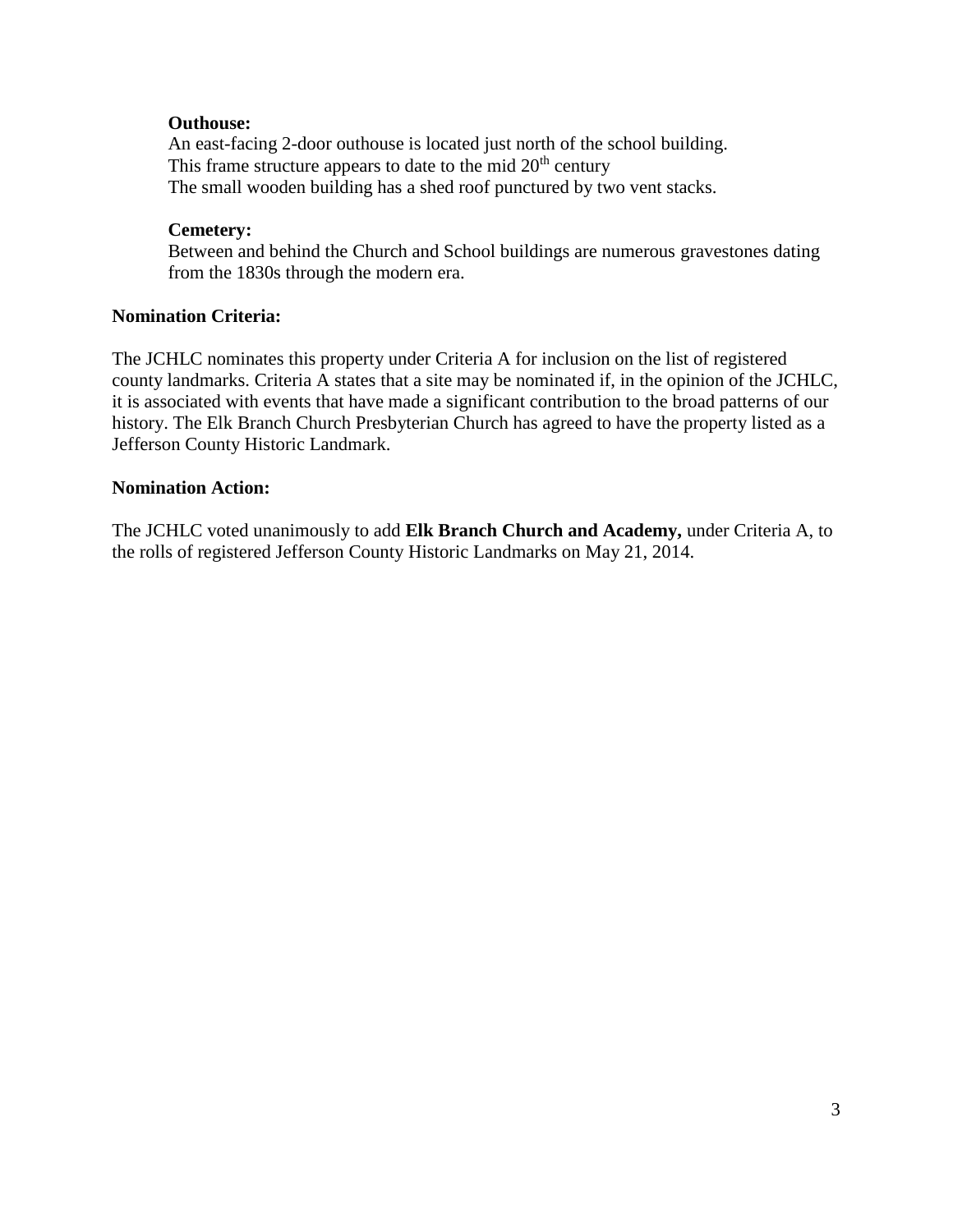**Outhouse:**

An east-facing 2-door outhouse is located just north of the school building.
This frame structure appears to date to the mid 20th century
The small wooden building has a shed roof punctured by two vent stacks.

**Cemetery:**

Between and behind the Church and School buildings are numerous gravestones dating from the 1830s through the modern era.

**Nomination Criteria:**

The JCHLC nominates this property under Criteria A for inclusion on the list of registered county landmarks. Criteria A states that a site may be nominated if, in the opinion of the JCHLC, it is associated with events that have made a significant contribution to the broad patterns of our history. The Elk Branch Church Presbyterian Church has agreed to have the property listed as a Jefferson County Historic Landmark.

**Nomination Action:**

The JCHLC voted unanimously to add **Elk Branch Church and Academy,** under Criteria A, to the rolls of registered Jefferson County Historic Landmarks on May 21, 2014.